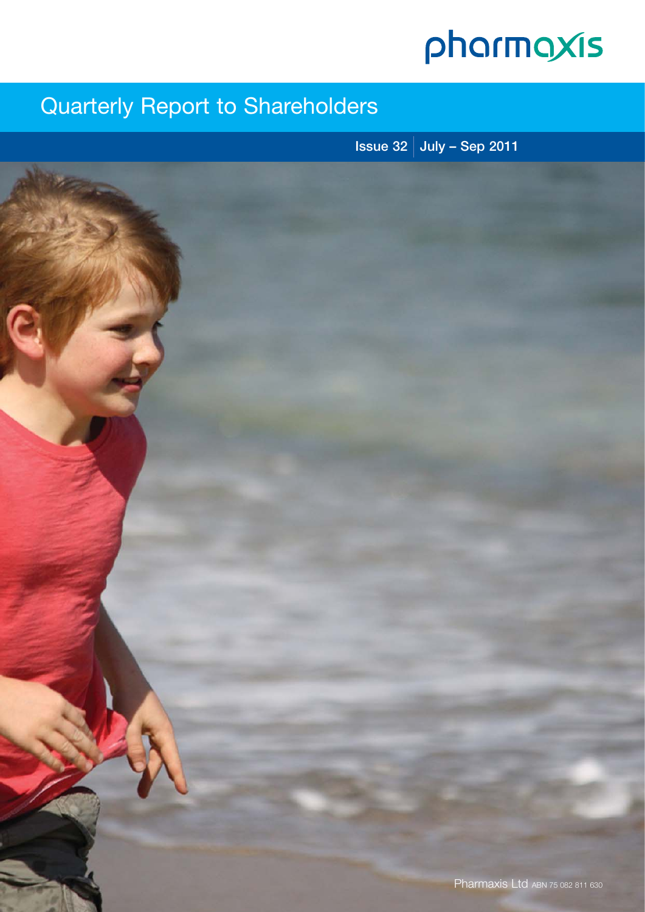pharmaxis

# Quarterly Report to Shareholders

Issue 32 | July – Sep 2011

Pharmaxis Ltd ABN 75 082 811 630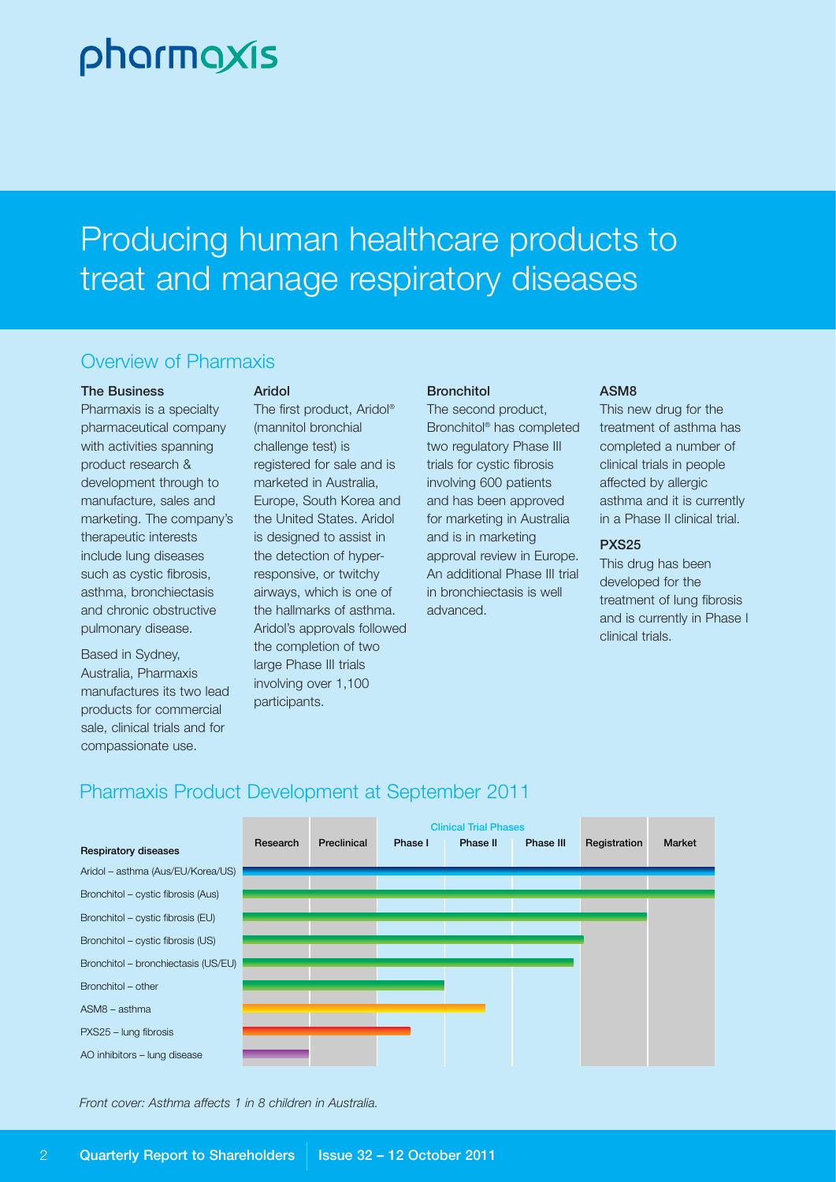# pharmaxis

## Producing human healthcare products to treat and manage respiratory diseases

### Overview of Pharmaxis

**The Business**

Pharmaxis is a specialty pharmaceutical company with activities spanning product research & development through to manufacture, sales and marketing. The company's therapeutic interests include lung diseases such as cystic fibrosis, asthma, bronchiectasis and chronic obstructive pulmonary disease.

Based in Sydney, Australia, Pharmaxis manufactures its two lead products for commercial sale, clinical trials and for compassionate use.

**Aridol**

The first product, Aridol® (mannitol bronchial challenge test) is registered for sale and is marketed in Australia, Europe, South Korea and the United States. Aridol is designed to assist in the detection of hyper-responsive, or twitchy airways, which is one of the hallmarks of asthma. Aridol's approvals followed the completion of two large Phase III trials involving over 1,100 participants.

**Bronchitol**

The second product, Bronchitol® has completed two regulatory Phase III trials for cystic fibrosis involving 600 patients and has been approved for marketing in Australia and is in marketing approval review in Europe. An additional Phase III trial in bronchiectasis is well advanced.

**ASM8**

This new drug for the treatment of asthma has completed a number of clinical trials in people affected by allergic asthma and it is currently in a Phase II clinical trial.

**PXS25**

This drug has been developed for the treatment of lung fibrosis and is currently in Phase I clinical trials.

### Pharmaxis Product Development at September 2011

| Respiratory diseases | Research | Preclinical | Phase I | Phase II | Phase III | Registration | Market |
|---|---|---|---|---|---|---|---|
| Aridol – asthma (Aus/EU/Korea/US) | ■ | ■ | ■ | ■ | ■ | ■ | ■ |
| Bronchitol – cystic fibrosis (Aus) | ■ | ■ | ■ | ■ | ■ | ■ | ■ |
| Bronchitol – cystic fibrosis (EU) | ■ | ■ | ■ | ■ | ■ | ■ | |
| Bronchitol – cystic fibrosis (US) | ■ | ■ | ■ | ■ | ■ | ■ (partial) | |
| Bronchitol – bronchiectasis (US/EU) | ■ | ■ | ■ | ■ | ■ (late) | | |
| Bronchitol – other | ■ | ■ | ■ | | | | |
| ASM8 – asthma | ■ | ■ | ■ | ■ (partial) | | | |
| PXS25 – lung fibrosis | ■ | ■ | ■ (partial) | | | | |
| AO inhibitors – lung disease | ■ | | | | | | |

*Front cover: Asthma affects 1 in 8 children in Australia.*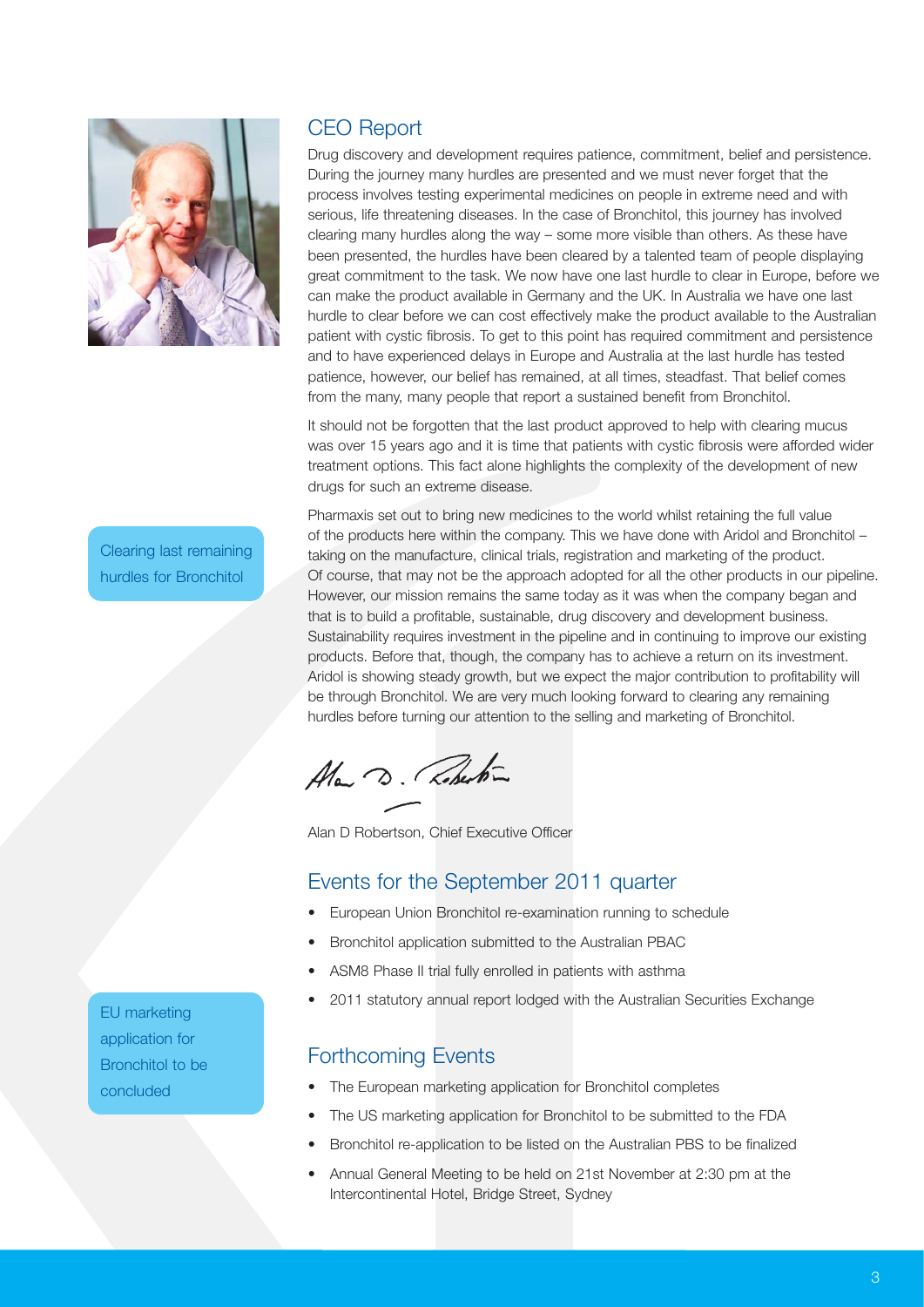## CEO Report

Drug discovery and development requires patience, commitment, belief and persistence. During the journey many hurdles are presented and we must never forget that the process involves testing experimental medicines on people in extreme need and with serious, life threatening diseases. In the case of Bronchitol, this journey has involved clearing many hurdles along the way – some more visible than others. As these have been presented, the hurdles have been cleared by a talented team of people displaying great commitment to the task. We now have one last hurdle to clear in Europe, before we can make the product available in Germany and the UK. In Australia we have one last hurdle to clear before we can cost effectively make the product available to the Australian patient with cystic fibrosis. To get to this point has required commitment and persistence and to have experienced delays in Europe and Australia at the last hurdle has tested patience, however, our belief has remained, at all times, steadfast. That belief comes from the many, many people that report a sustained benefit from Bronchitol.

It should not be forgotten that the last product approved to help with clearing mucus was over 15 years ago and it is time that patients with cystic fibrosis were afforded wider treatment options. This fact alone highlights the complexity of the development of new drugs for such an extreme disease.

Clearing last remaining hurdles for Bronchitol

Pharmaxis set out to bring new medicines to the world whilst retaining the full value of the products here within the company. This we have done with Aridol and Bronchitol – taking on the manufacture, clinical trials, registration and marketing of the product. Of course, that may not be the approach adopted for all the other products in our pipeline. However, our mission remains the same today as it was when the company began and that is to build a profitable, sustainable, drug discovery and development business. Sustainability requires investment in the pipeline and in continuing to improve our existing products. Before that, though, the company has to achieve a return on its investment. Aridol is showing steady growth, but we expect the major contribution to profitability will be through Bronchitol. We are very much looking forward to clearing any remaining hurdles before turning our attention to the selling and marketing of Bronchitol.

Alan D Robertson, Chief Executive Officer

## Events for the September 2011 quarter

- European Union Bronchitol re-examination running to schedule
- Bronchitol application submitted to the Australian PBAC
- ASM8 Phase II trial fully enrolled in patients with asthma
- 2011 statutory annual report lodged with the Australian Securities Exchange

EU marketing application for Bronchitol to be concluded

## Forthcoming Events

- The European marketing application for Bronchitol completes
- The US marketing application for Bronchitol to be submitted to the FDA
- Bronchitol re-application to be listed on the Australian PBS to be finalized
- Annual General Meeting to be held on 21st November at 2:30 pm at the Intercontinental Hotel, Bridge Street, Sydney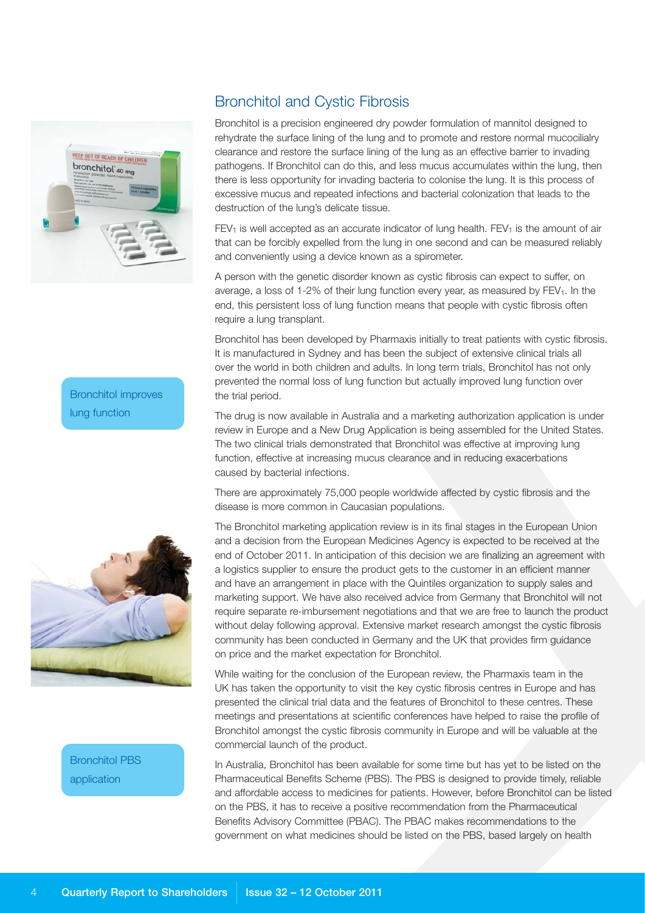## Bronchitol and Cystic Fibrosis

Bronchitol is a precision engineered dry powder formulation of mannitol designed to rehydrate the surface lining of the lung and to promote and restore normal mucociliary clearance and restore the surface lining of the lung as an effective barrier to invading pathogens. If Bronchitol can do this, and less mucus accumulates within the lung, then there is less opportunity for invading bacteria to colonise the lung. It is this process of excessive mucus and repeated infections and bacterial colonization that leads to the destruction of the lung's delicate tissue.

$FEV_1$ is well accepted as an accurate indicator of lung health. $FEV_1$ is the amount of air that can be forcibly expelled from the lung in one second and can be measured reliably and conveniently using a device known as a spirometer.

A person with the genetic disorder known as cystic fibrosis can expect to suffer, on average, a loss of 1-2% of their lung function every year, as measured by $FEV_1$. In the end, this persistent loss of lung function means that people with cystic fibrosis often require a lung transplant.

Bronchitol improves lung function

Bronchitol has been developed by Pharmaxis initially to treat patients with cystic fibrosis. It is manufactured in Sydney and has been the subject of extensive clinical trials all over the world in both children and adults. In long term trials, Bronchitol has not only prevented the normal loss of lung function but actually improved lung function over the trial period.

The drug is now available in Australia and a marketing authorization application is under review in Europe and a New Drug Application is being assembled for the United States. The two clinical trials demonstrated that Bronchitol was effective at improving lung function, effective at increasing mucus clearance and in reducing exacerbations caused by bacterial infections.

There are approximately 75,000 people worldwide affected by cystic fibrosis and the disease is more common in Caucasian populations.

The Bronchitol marketing application review is in its final stages in the European Union and a decision from the European Medicines Agency is expected to be received at the end of October 2011. In anticipation of this decision we are finalizing an agreement with a logistics supplier to ensure the product gets to the customer in an efficient manner and have an arrangement in place with the Quintiles organization to supply sales and marketing support. We have also received advice from Germany that Bronchitol will not require separate re-imbursement negotiations and that we are free to launch the product without delay following approval. Extensive market research amongst the cystic fibrosis community has been conducted in Germany and the UK that provides firm guidance on price and the market expectation for Bronchitol.

While waiting for the conclusion of the European review, the Pharmaxis team in the UK has taken the opportunity to visit the key cystic fibrosis centres in Europe and has presented the clinical trial data and the features of Bronchitol to these centres. These meetings and presentations at scientific conferences have helped to raise the profile of Bronchitol amongst the cystic fibrosis community in Europe and will be valuable at the commercial launch of the product.

Bronchitol PBS application

In Australia, Bronchitol has been available for some time but has yet to be listed on the Pharmaceutical Benefits Scheme (PBS). The PBS is designed to provide timely, reliable and affordable access to medicines for patients. However, before Bronchitol can be listed on the PBS, it has to receive a positive recommendation from the Pharmaceutical Benefits Advisory Committee (PBAC). The PBAC makes recommendations to the government on what medicines should be listed on the PBS, based largely on health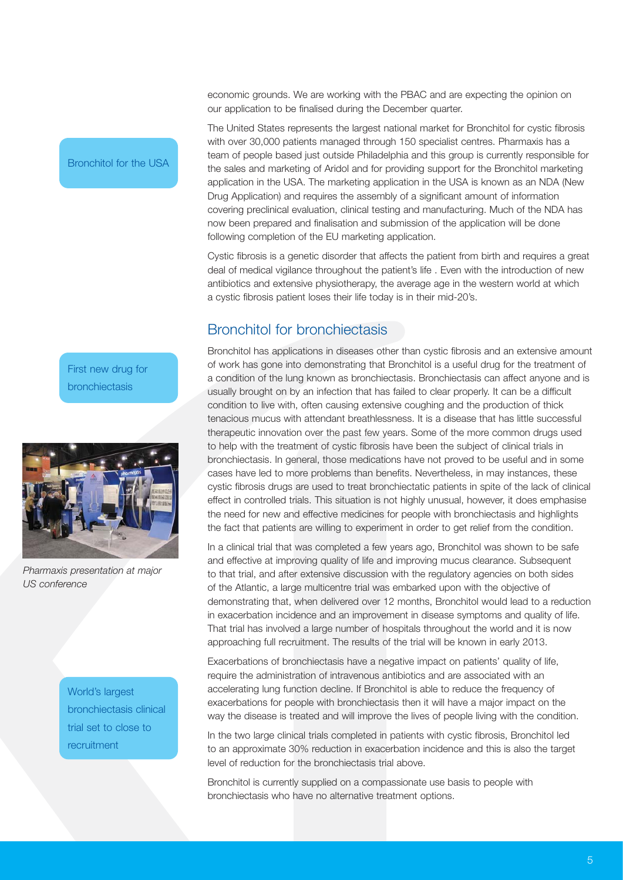economic grounds. We are working with the PBAC and are expecting the opinion on our application to be finalised during the December quarter.

Bronchitol for the USA

The United States represents the largest national market for Bronchitol for cystic fibrosis with over 30,000 patients managed through 150 specialist centres. Pharmaxis has a team of people based just outside Philadelphia and this group is currently responsible for the sales and marketing of Aridol and for providing support for the Bronchitol marketing application in the USA. The marketing application in the USA is known as an NDA (New Drug Application) and requires the assembly of a significant amount of information covering preclinical evaluation, clinical testing and manufacturing. Much of the NDA has now been prepared and finalisation and submission of the application will be done following completion of the EU marketing application.

Cystic fibrosis is a genetic disorder that affects the patient from birth and requires a great deal of medical vigilance throughout the patient's life . Even with the introduction of new antibiotics and extensive physiotherapy, the average age in the western world at which a cystic fibrosis patient loses their life today is in their mid-20's.

## Bronchitol for bronchiectasis

First new drug for bronchiectasis

Bronchitol has applications in diseases other than cystic fibrosis and an extensive amount of work has gone into demonstrating that Bronchitol is a useful drug for the treatment of a condition of the lung known as bronchiectasis. Bronchiectasis can affect anyone and is usually brought on by an infection that has failed to clear properly. It can be a difficult condition to live with, often causing extensive coughing and the production of thick tenacious mucus with attendant breathlessness. It is a disease that has little successful therapeutic innovation over the past few years. Some of the more common drugs used to help with the treatment of cystic fibrosis have been the subject of clinical trials in bronchiectasis. In general, those medications have not proved to be useful and in some cases have led to more problems than benefits. Nevertheless, in may instances, these cystic fibrosis drugs are used to treat bronchiectatic patients in spite of the lack of clinical effect in controlled trials. This situation is not highly unusual, however, it does emphasise the need for new and effective medicines for people with bronchiectasis and highlights the fact that patients are willing to experiment in order to get relief from the condition.

*Pharmaxis presentation at major US conference*

In a clinical trial that was completed a few years ago, Bronchitol was shown to be safe and effective at improving quality of life and improving mucus clearance. Subsequent to that trial, and after extensive discussion with the regulatory agencies on both sides of the Atlantic, a large multicentre trial was embarked upon with the objective of demonstrating that, when delivered over 12 months, Bronchitol would lead to a reduction in exacerbation incidence and an improvement in disease symptoms and quality of life. That trial has involved a large number of hospitals throughout the world and it is now approaching full recruitment. The results of the trial will be known in early 2013.

World's largest bronchiectasis clinical trial set to close to recruitment

Exacerbations of bronchiectasis have a negative impact on patients' quality of life, require the administration of intravenous antibiotics and are associated with an accelerating lung function decline. If Bronchitol is able to reduce the frequency of exacerbations for people with bronchiectasis then it will have a major impact on the way the disease is treated and will improve the lives of people living with the condition.

In the two large clinical trials completed in patients with cystic fibrosis, Bronchitol led to an approximate 30% reduction in exacerbation incidence and this is also the target level of reduction for the bronchiectasis trial above.

Bronchitol is currently supplied on a compassionate use basis to people with bronchiectasis who have no alternative treatment options.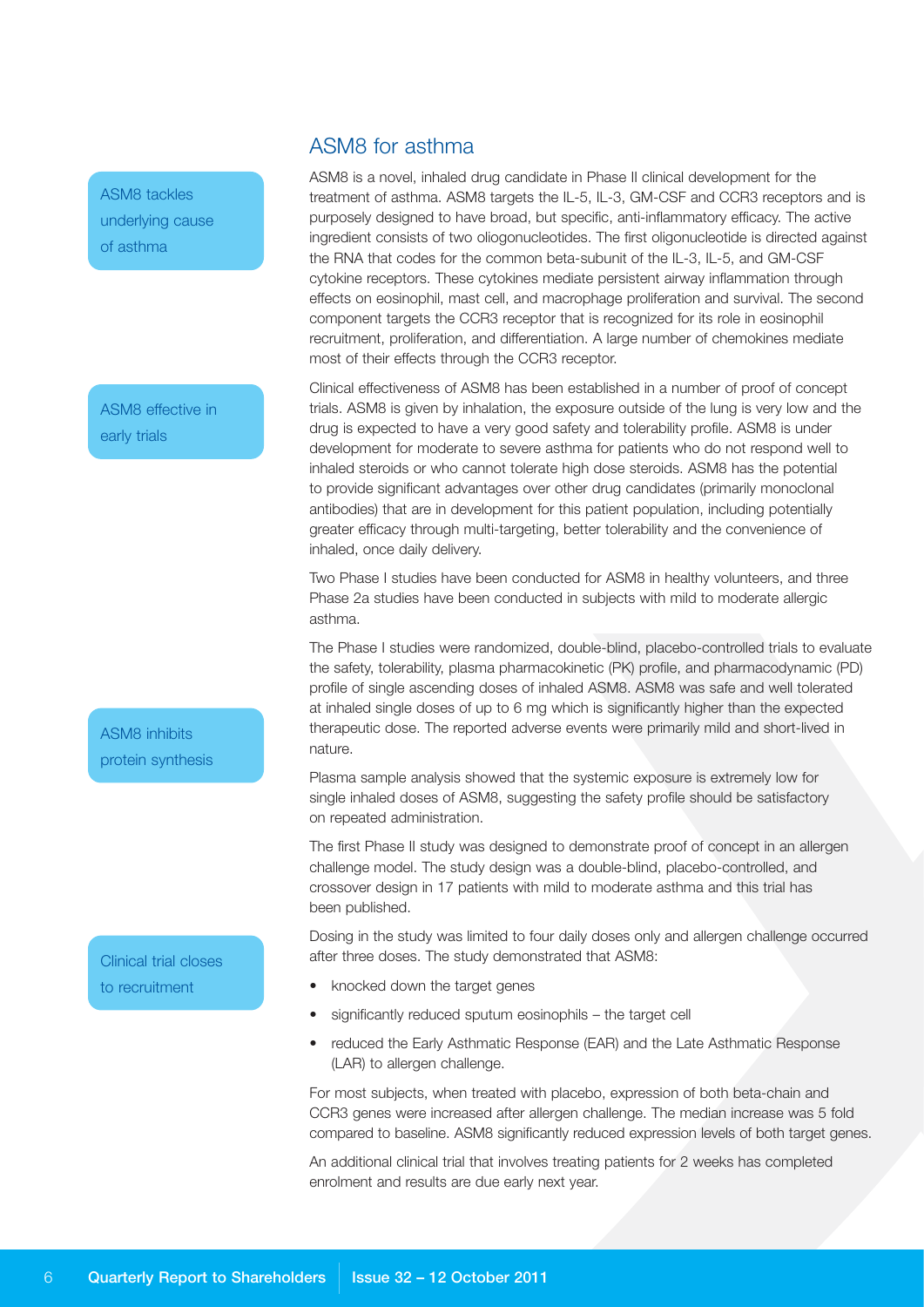## ASM8 for asthma

ASM8 tackles underlying cause of asthma

ASM8 is a novel, inhaled drug candidate in Phase II clinical development for the treatment of asthma. ASM8 targets the IL-5, IL-3, GM-CSF and CCR3 receptors and is purposely designed to have broad, but specific, anti-inflammatory efficacy. The active ingredient consists of two oliogonucleotides. The first oligonucleotide is directed against the RNA that codes for the common beta-subunit of the IL-3, IL-5, and GM-CSF cytokine receptors. These cytokines mediate persistent airway inflammation through effects on eosinophil, mast cell, and macrophage proliferation and survival. The second component targets the CCR3 receptor that is recognized for its role in eosinophil recruitment, proliferation, and differentiation. A large number of chemokines mediate most of their effects through the CCR3 receptor.

ASM8 effective in early trials

Clinical effectiveness of ASM8 has been established in a number of proof of concept trials. ASM8 is given by inhalation, the exposure outside of the lung is very low and the drug is expected to have a very good safety and tolerability profile. ASM8 is under development for moderate to severe asthma for patients who do not respond well to inhaled steroids or who cannot tolerate high dose steroids. ASM8 has the potential to provide significant advantages over other drug candidates (primarily monoclonal antibodies) that are in development for this patient population, including potentially greater efficacy through multi-targeting, better tolerability and the convenience of inhaled, once daily delivery.

Two Phase I studies have been conducted for ASM8 in healthy volunteers, and three Phase 2a studies have been conducted in subjects with mild to moderate allergic asthma.

ASM8 inhibits protein synthesis

The Phase I studies were randomized, double-blind, placebo-controlled trials to evaluate the safety, tolerability, plasma pharmacokinetic (PK) profile, and pharmacodynamic (PD) profile of single ascending doses of inhaled ASM8. ASM8 was safe and well tolerated at inhaled single doses of up to 6 mg which is significantly higher than the expected therapeutic dose. The reported adverse events were primarily mild and short-lived in nature.

Plasma sample analysis showed that the systemic exposure is extremely low for single inhaled doses of ASM8, suggesting the safety profile should be satisfactory on repeated administration.

The first Phase II study was designed to demonstrate proof of concept in an allergen challenge model. The study design was a double-blind, placebo-controlled, and crossover design in 17 patients with mild to moderate asthma and this trial has been published.

Clinical trial closes to recruitment

Dosing in the study was limited to four daily doses only and allergen challenge occurred after three doses. The study demonstrated that ASM8:

- knocked down the target genes
- significantly reduced sputum eosinophils – the target cell
- reduced the Early Asthmatic Response (EAR) and the Late Asthmatic Response (LAR) to allergen challenge.

For most subjects, when treated with placebo, expression of both beta-chain and CCR3 genes were increased after allergen challenge. The median increase was 5 fold compared to baseline. ASM8 significantly reduced expression levels of both target genes.

An additional clinical trial that involves treating patients for 2 weeks has completed enrolment and results are due early next year.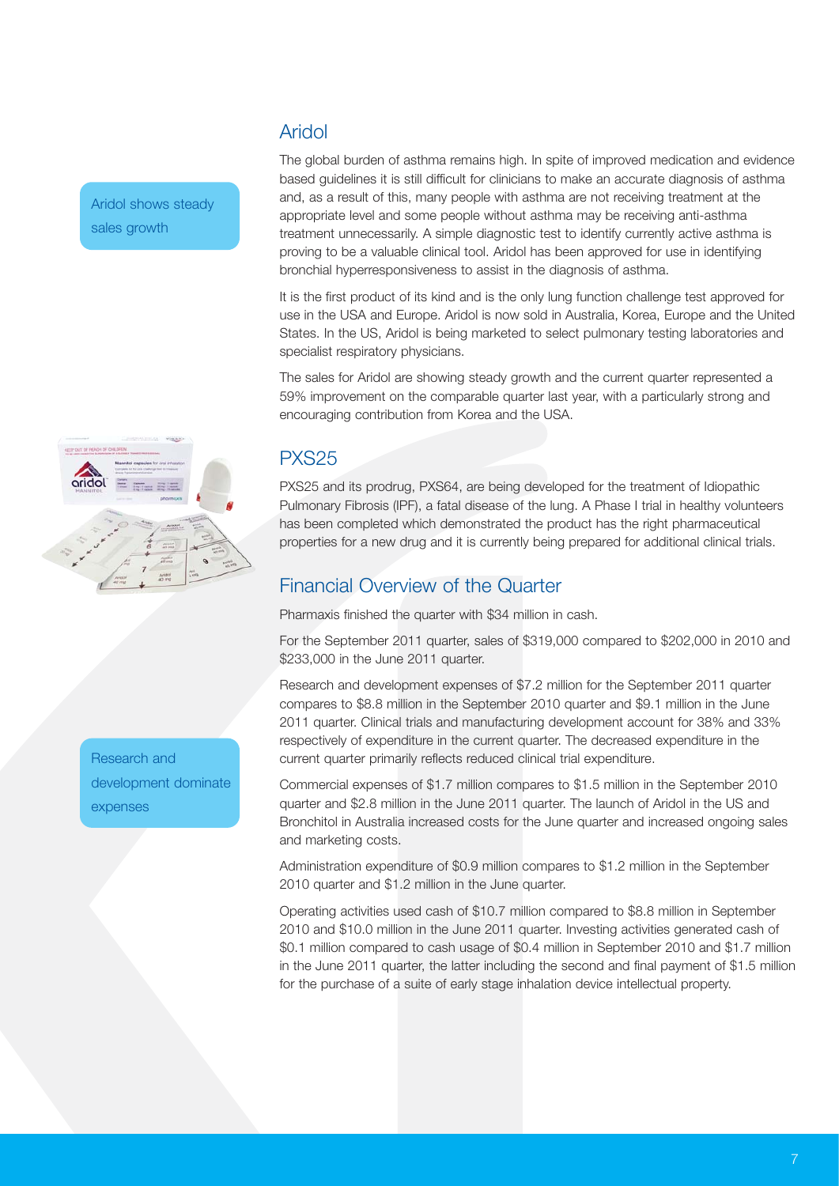Aridol shows steady sales growth

## Aridol

The global burden of asthma remains high. In spite of improved medication and evidence based guidelines it is still difficult for clinicians to make an accurate diagnosis of asthma and, as a result of this, many people with asthma are not receiving treatment at the appropriate level and some people without asthma may be receiving anti-asthma treatment unnecessarily. A simple diagnostic test to identify currently active asthma is proving to be a valuable clinical tool. Aridol has been approved for use in identifying bronchial hyperresponsiveness to assist in the diagnosis of asthma.

It is the first product of its kind and is the only lung function challenge test approved for use in the USA and Europe. Aridol is now sold in Australia, Korea, Europe and the United States. In the US, Aridol is being marketed to select pulmonary testing laboratories and specialist respiratory physicians.

The sales for Aridol are showing steady growth and the current quarter represented a 59% improvement on the comparable quarter last year, with a particularly strong and encouraging contribution from Korea and the USA.

## PXS25

PXS25 and its prodrug, PXS64, are being developed for the treatment of Idiopathic Pulmonary Fibrosis (IPF), a fatal disease of the lung. A Phase I trial in healthy volunteers has been completed which demonstrated the product has the right pharmaceutical properties for a new drug and it is currently being prepared for additional clinical trials.

## Financial Overview of the Quarter

Research and development dominate expenses

Pharmaxis finished the quarter with $34 million in cash.

For the September 2011 quarter, sales of $319,000 compared to $202,000 in 2010 and $233,000 in the June 2011 quarter.

Research and development expenses of $7.2 million for the September 2011 quarter compares to $8.8 million in the September 2010 quarter and $9.1 million in the June 2011 quarter. Clinical trials and manufacturing development account for 38% and 33% respectively of expenditure in the current quarter. The decreased expenditure in the current quarter primarily reflects reduced clinical trial expenditure.

Commercial expenses of $1.7 million compares to $1.5 million in the September 2010 quarter and $2.8 million in the June 2011 quarter. The launch of Aridol in the US and Bronchitol in Australia increased costs for the June quarter and increased ongoing sales and marketing costs.

Administration expenditure of $0.9 million compares to $1.2 million in the September 2010 quarter and $1.2 million in the June quarter.

Operating activities used cash of $10.7 million compared to $8.8 million in September 2010 and $10.0 million in the June 2011 quarter. Investing activities generated cash of $0.1 million compared to cash usage of $0.4 million in September 2010 and $1.7 million in the June 2011 quarter, the latter including the second and final payment of $1.5 million for the purchase of a suite of early stage inhalation device intellectual property.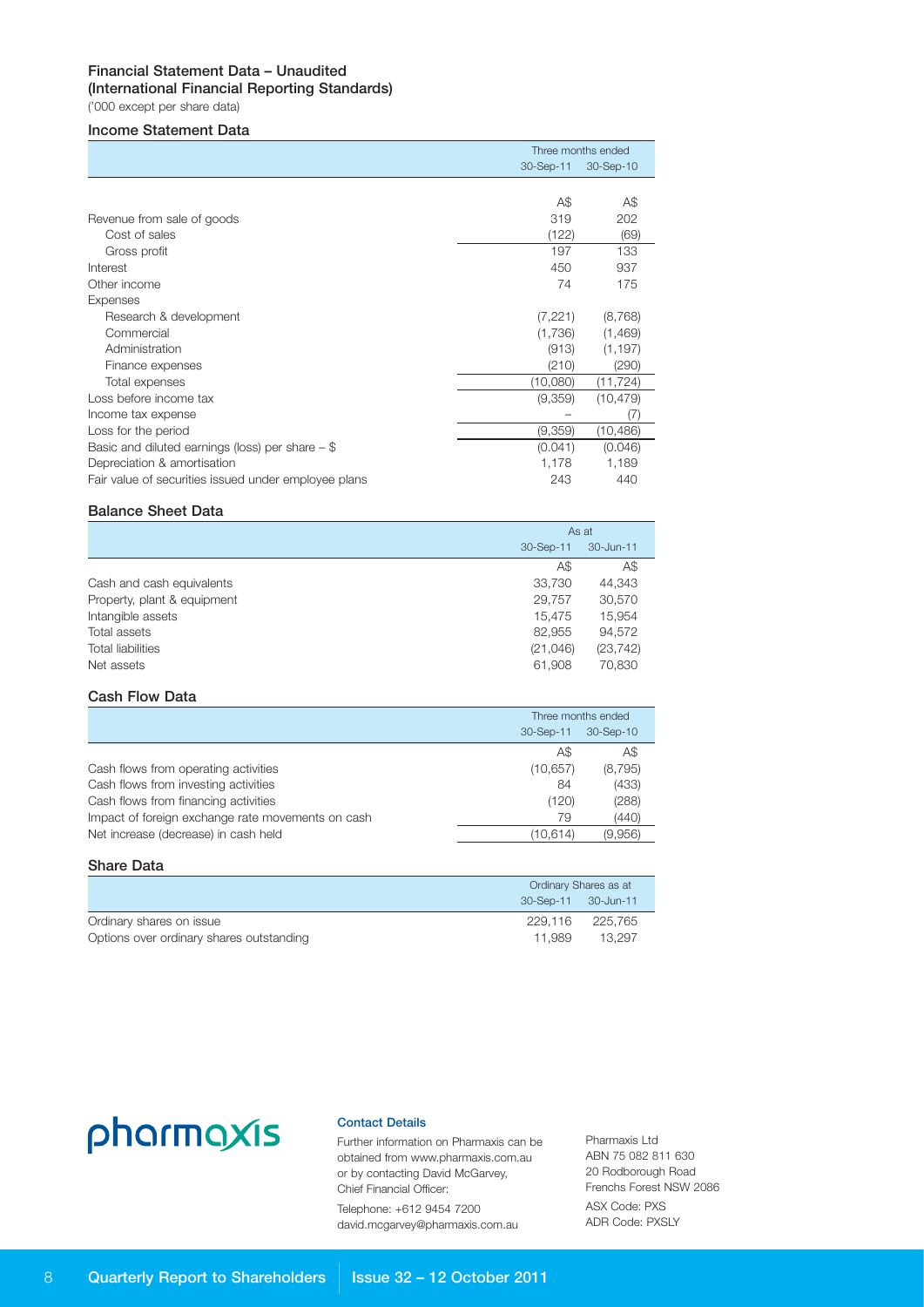**Financial Statement Data – Unaudited**
**(International Financial Reporting Standards)**
('000 except per share data)

### Income Statement Data

| | Three months ended | |
|---|---|---|
| | 30-Sep-11 | 30-Sep-10 |
| | A$ | A$ |
| Revenue from sale of goods | 319 | 202 |
| Cost of sales | (122) | (69) |
| Gross profit | 197 | 133 |
| Interest | 450 | 937 |
| Other income | 74 | 175 |
| Expenses | | |
| Research & development | (7,221) | (8,768) |
| Commercial | (1,736) | (1,469) |
| Administration | (913) | (1,197) |
| Finance expenses | (210) | (290) |
| Total expenses | (10,080) | (11,724) |
| Loss before income tax | (9,359) | (10,479) |
| Income tax expense | – | (7) |
| Loss for the period | (9,359) | (10,486) |
| Basic and diluted earnings (loss) per share – $ | (0.041) | (0.046) |
| Depreciation & amortisation | 1,178 | 1,189 |
| Fair value of securities issued under employee plans | 243 | 440 |

### Balance Sheet Data

| | As at | |
|---|---|---|
| | 30-Sep-11 | 30-Jun-11 |
| | A$ | A$ |
| Cash and cash equivalents | 33,730 | 44,343 |
| Property, plant & equipment | 29,757 | 30,570 |
| Intangible assets | 15,475 | 15,954 |
| Total assets | 82,955 | 94,572 |
| Total liabilities | (21,046) | (23,742) |
| Net assets | 61,908 | 70,830 |

### Cash Flow Data

| | Three months ended | |
|---|---|---|
| | 30-Sep-11 | 30-Sep-10 |
| | A$ | A$ |
| Cash flows from operating activities | (10,657) | (8,795) |
| Cash flows from investing activities | 84 | (433) |
| Cash flows from financing activities | (120) | (288) |
| Impact of foreign exchange rate movements on cash | 79 | (440) |
| Net increase (decrease) in cash held | (10,614) | (9,956) |

### Share Data

| | Ordinary Shares as at | |
|---|---|---|
| | 30-Sep-11 | 30-Jun-11 |
| Ordinary shares on issue | 229,116 | 225,765 |
| Options over ordinary shares outstanding | 11,989 | 13,297 |

pharmaxis

**Contact Details**

Further information on Pharmaxis can be obtained from www.pharmaxis.com.au or by contacting David McGarvey, Chief Financial Officer:

Telephone: +612 9454 7200
david.mcgarvey@pharmaxis.com.au

Pharmaxis Ltd
ABN 75 082 811 630
20 Rodborough Road
Frenchs Forest NSW 2086
ASX Code: PXS
ADR Code: PXSLY